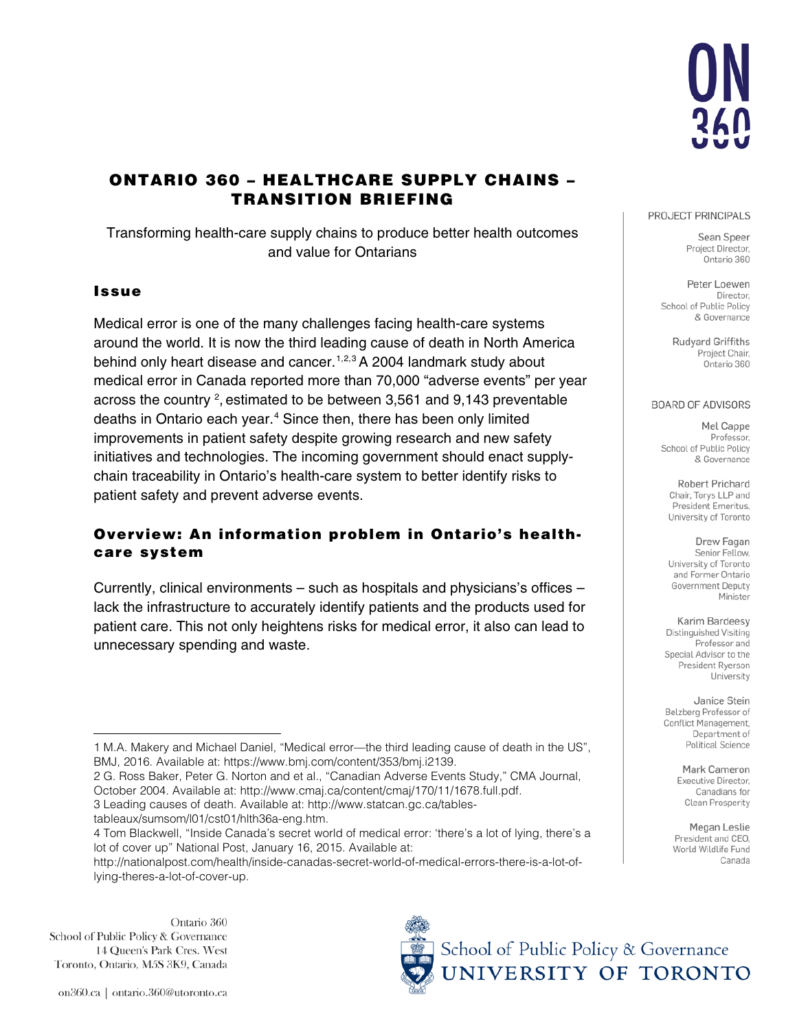# ONTARIO 360 – HEALTHCARE SUPPLY CHAINS – TRANSITION BRIEFING

Transforming health-care supply chains to produce better health outcomes and value for Ontarians

## Issue

Medical error is one of the many challenges facing health-care systems around the world. It is now the third leading cause of death in North America behind only heart disease and cancer.[1,2,3] A 2004 landmark study about medical error in Canada reported more than 70,000 "adverse events" per year across the country [2], estimated to be between 3,561 and 9,143 preventable deaths in Ontario each year.[4] Since then, there has been only limited improvements in patient safety despite growing research and new safety initiatives and technologies. The incoming government should enact supply-chain traceability in Ontario's health-care system to better identify risks to patient safety and prevent adverse events.

## Overview: An information problem in Ontario's health-care system

Currently, clinical environments – such as hospitals and physicians's offices – lack the infrastructure to accurately identify patients and the products used for patient care. This not only heightens risks for medical error, it also can lead to unnecessary spending and waste.

---

1 M.A. Makery and Michael Daniel, "Medical error—the third leading cause of death in the US", BMJ, 2016. Available at: https://www.bmj.com/content/353/bmj.i2139.

2 G. Ross Baker, Peter G. Norton and et al., "Canadian Adverse Events Study," CMA Journal, October 2004. Available at: http://www.cmaj.ca/content/cmaj/170/11/1678.full.pdf.

3 Leading causes of death. Available at: http://www.statcan.gc.ca/tables-tableaux/sumsom/l01/cst01/hlth36a-eng.htm.

4 Tom Blackwell, "Inside Canada's secret world of medical error: 'there's a lot of lying, there's a lot of cover up" National Post, January 16, 2015. Available at: http://nationalpost.com/health/inside-canadas-secret-world-of-medical-errors-there-is-a-lot-of-lying-theres-a-lot-of-cover-up.

---

PROJECT PRINCIPALS

Sean Speer, Project Director, Ontario 360

Peter Loewen, Director, School of Public Policy & Governance

Rudyard Griffiths, Project Chair, Ontario 360

BOARD OF ADVISORS

Mel Cappe, Professor, School of Public Policy & Governance

Robert Prichard, Chair, Torys LLP and President Emeritus, University of Toronto

Drew Fagan, Senior Fellow, University of Toronto and Former Ontario Government Deputy Minister

Karim Bardeesy, Distinguished Visiting Professor and Special Advisor to the President Ryerson University

Janice Stein, Belzberg Professor of Conflict Management, Department of Political Science

Mark Cameron, Executive Director, Canadians for Clean Prosperity

Megan Leslie, President and CEO, World Wildlife Fund Canada

Ontario 360
School of Public Policy & Governance
14 Queen's Park Cres. West
Toronto, Ontario, M5S 3K9, Canada

on360.ca | ontario.360@utoronto.ca

School of Public Policy & Governance
UNIVERSITY OF TORONTO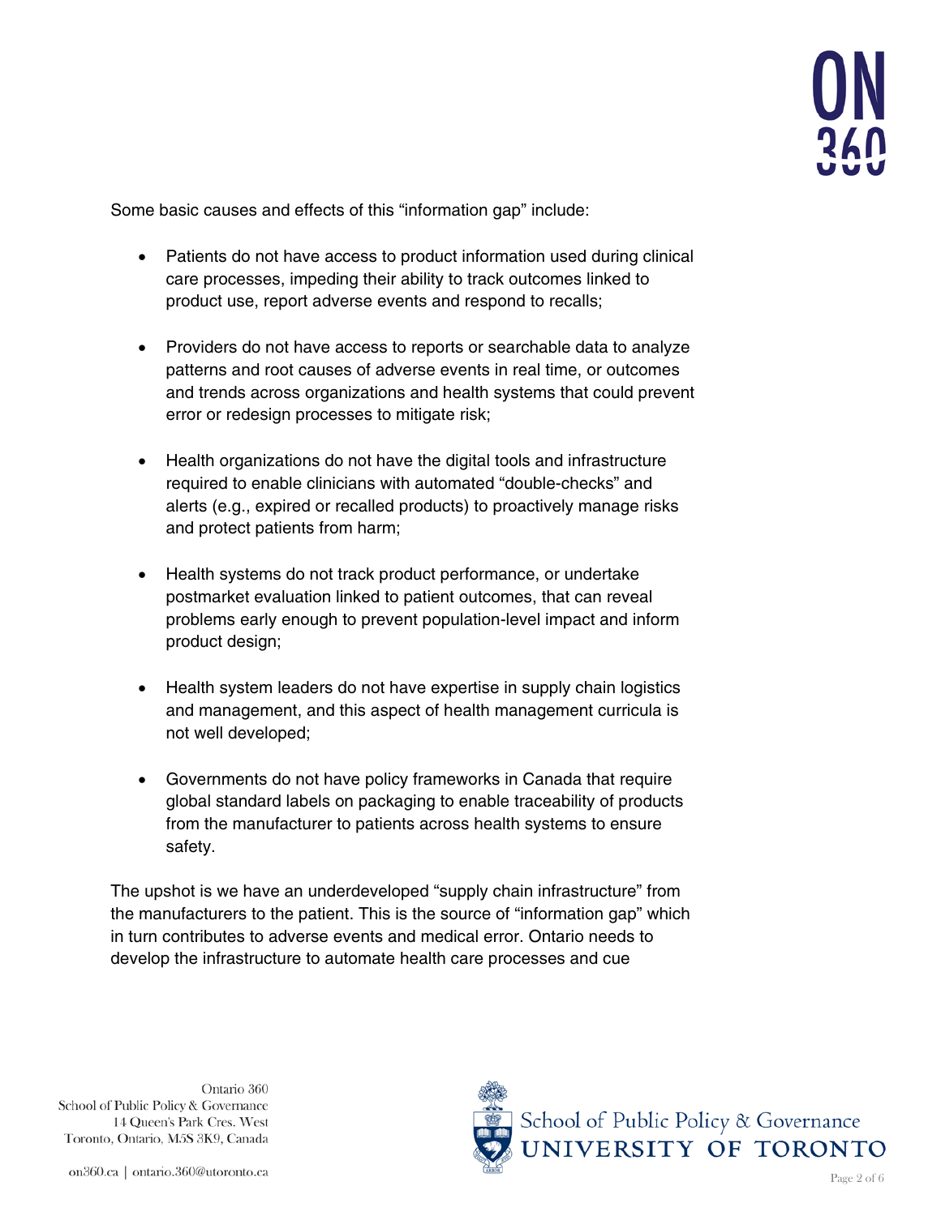Some basic causes and effects of this "information gap" include:

- Patients do not have access to product information used during clinical care processes, impeding their ability to track outcomes linked to product use, report adverse events and respond to recalls;

- Providers do not have access to reports or searchable data to analyze patterns and root causes of adverse events in real time, or outcomes and trends across organizations and health systems that could prevent error or redesign processes to mitigate risk;

- Health organizations do not have the digital tools and infrastructure required to enable clinicians with automated "double-checks" and alerts (e.g., expired or recalled products) to proactively manage risks and protect patients from harm;

- Health systems do not track product performance, or undertake postmarket evaluation linked to patient outcomes, that can reveal problems early enough to prevent population-level impact and inform product design;

- Health system leaders do not have expertise in supply chain logistics and management, and this aspect of health management curricula is not well developed;

- Governments do not have policy frameworks in Canada that require global standard labels on packaging to enable traceability of products from the manufacturer to patients across health systems to ensure safety.

The upshot is we have an underdeveloped "supply chain infrastructure" from the manufacturers to the patient. This is the source of "information gap" which in turn contributes to adverse events and medical error. Ontario needs to develop the infrastructure to automate health care processes and cue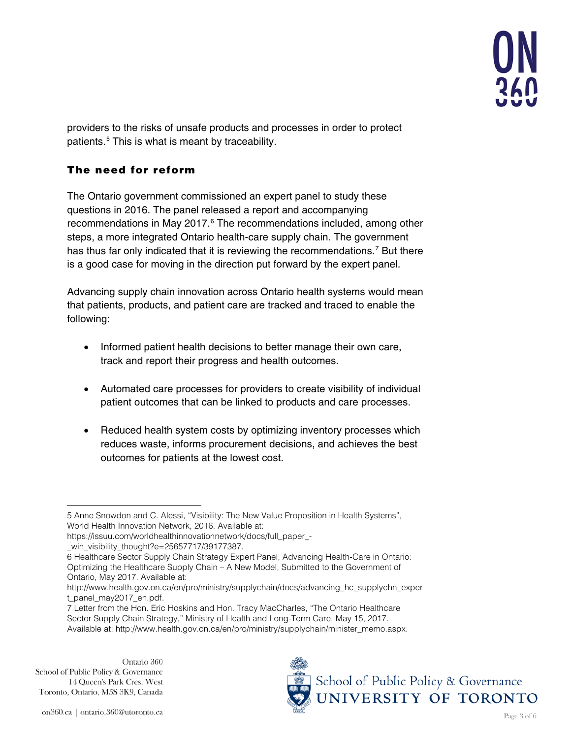providers to the risks of unsafe products and processes in order to protect patients.[5] This is what is meant by traceability.

## The need for reform

The Ontario government commissioned an expert panel to study these questions in 2016. The panel released a report and accompanying recommendations in May 2017.[6] The recommendations included, among other steps, a more integrated Ontario health-care supply chain. The government has thus far only indicated that it is reviewing the recommendations.[7] But there is a good case for moving in the direction put forward by the expert panel.

Advancing supply chain innovation across Ontario health systems would mean that patients, products, and patient care are tracked and traced to enable the following:

- Informed patient health decisions to better manage their own care, track and report their progress and health outcomes.
- Automated care processes for providers to create visibility of individual patient outcomes that can be linked to products and care processes.
- Reduced health system costs by optimizing inventory processes which reduces waste, informs procurement decisions, and achieves the best outcomes for patients at the lowest cost.

---

5 Anne Snowdon and C. Alessi, "Visibility: The New Value Proposition in Health Systems", World Health Innovation Network, 2016. Available at: https://issuu.com/worldhealthinnovationnetwork/docs/full_paper_-_win_visibility_thought?e=25657717/39177387.

6 Healthcare Sector Supply Chain Strategy Expert Panel, Advancing Health-Care in Ontario: Optimizing the Healthcare Supply Chain – A New Model, Submitted to the Government of Ontario, May 2017. Available at: http://www.health.gov.on.ca/en/pro/ministry/supplychain/docs/advancing_hc_supplychn_expert_panel_may2017_en.pdf.

7 Letter from the Hon. Eric Hoskins and Hon. Tracy MacCharles, "The Ontario Healthcare Sector Supply Chain Strategy," Ministry of Health and Long-Term Care, May 15, 2017. Available at: http://www.health.gov.on.ca/en/pro/ministry/supplychain/minister_memo.aspx.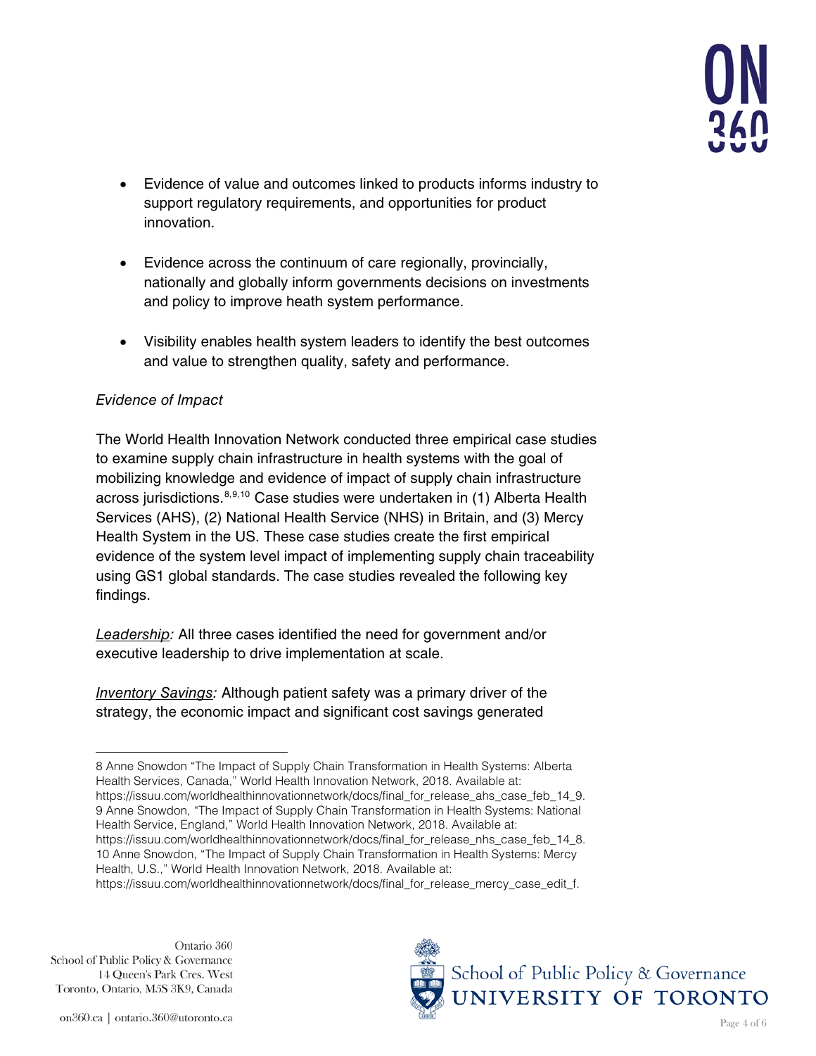- Evidence of value and outcomes linked to products informs industry to support regulatory requirements, and opportunities for product innovation.

- Evidence across the continuum of care regionally, provincially, nationally and globally inform governments decisions on investments and policy to improve heath system performance.

- Visibility enables health system leaders to identify the best outcomes and value to strengthen quality, safety and performance.

*Evidence of Impact*

The World Health Innovation Network conducted three empirical case studies to examine supply chain infrastructure in health systems with the goal of mobilizing knowledge and evidence of impact of supply chain infrastructure across jurisdictions.[8,9,10] Case studies were undertaken in (1) Alberta Health Services (AHS), (2) National Health Service (NHS) in Britain, and (3) Mercy Health System in the US. These case studies create the first empirical evidence of the system level impact of implementing supply chain traceability using GS1 global standards. The case studies revealed the following key findings.

*Leadership:* All three cases identified the need for government and/or executive leadership to drive implementation at scale.

*Inventory Savings:* Although patient safety was a primary driver of the strategy, the economic impact and significant cost savings generated

---

8 Anne Snowdon "The Impact of Supply Chain Transformation in Health Systems: Alberta Health Services, Canada," World Health Innovation Network, 2018. Available at: https://issuu.com/worldhealthinnovationnetwork/docs/final_for_release_ahs_case_feb_14_9.

9 Anne Snowdon, "The Impact of Supply Chain Transformation in Health Systems: National Health Service, England," World Health Innovation Network, 2018. Available at: https://issuu.com/worldhealthinnovationnetwork/docs/final_for_release_nhs_case_feb_14_8.

10 Anne Snowdon, "The Impact of Supply Chain Transformation in Health Systems: Mercy Health, U.S.," World Health Innovation Network, 2018. Available at: https://issuu.com/worldhealthinnovationnetwork/docs/final_for_release_mercy_case_edit_f.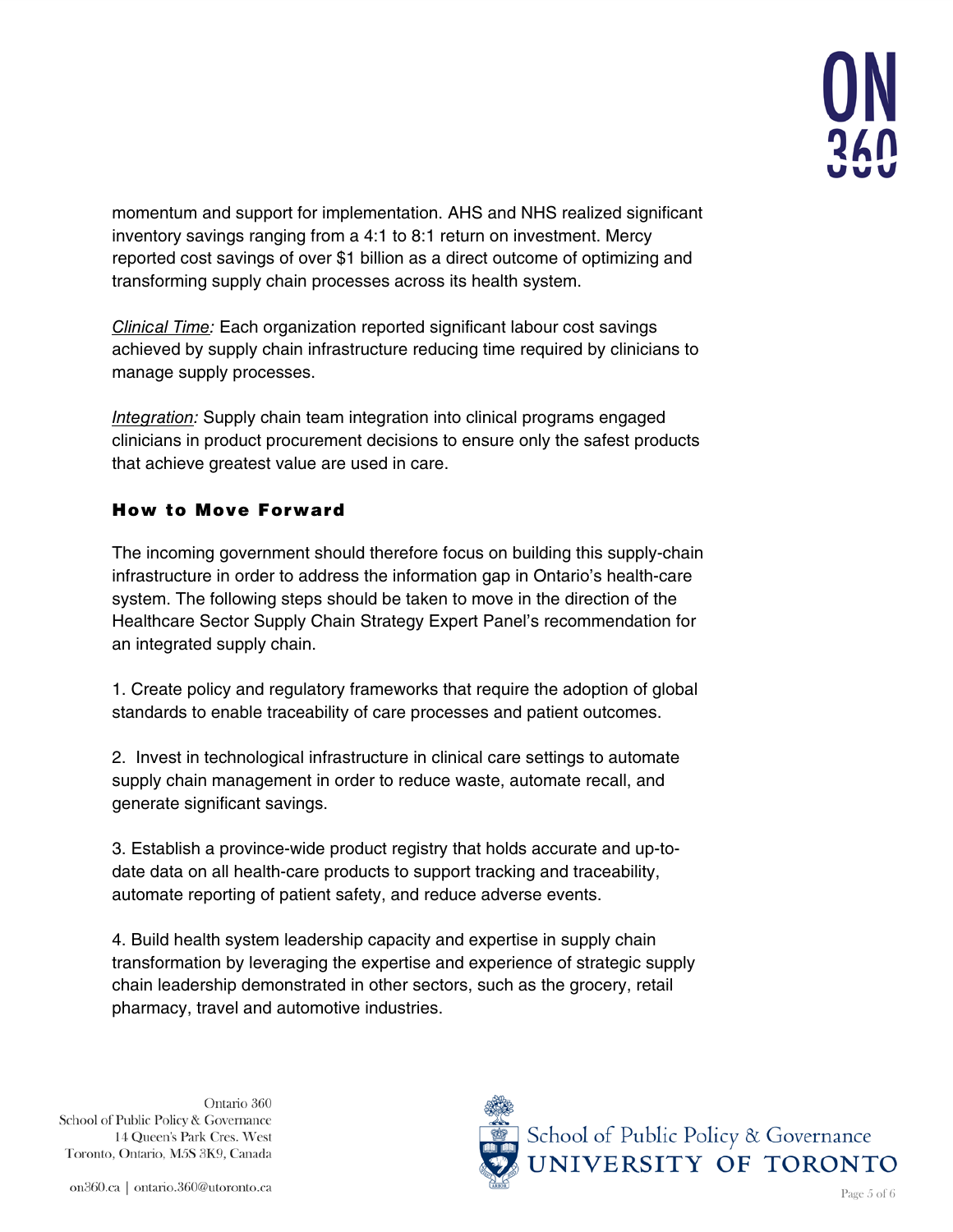momentum and support for implementation. AHS and NHS realized significant inventory savings ranging from a 4:1 to 8:1 return on investment. Mercy reported cost savings of over $1 billion as a direct outcome of optimizing and transforming supply chain processes across its health system.

*Clinical Time:* Each organization reported significant labour cost savings achieved by supply chain infrastructure reducing time required by clinicians to manage supply processes.

*Integration:* Supply chain team integration into clinical programs engaged clinicians in product procurement decisions to ensure only the safest products that achieve greatest value are used in care.

## How to Move Forward

The incoming government should therefore focus on building this supply-chain infrastructure in order to address the information gap in Ontario's health-care system. The following steps should be taken to move in the direction of the Healthcare Sector Supply Chain Strategy Expert Panel's recommendation for an integrated supply chain.

1. Create policy and regulatory frameworks that require the adoption of global standards to enable traceability of care processes and patient outcomes.

2. Invest in technological infrastructure in clinical care settings to automate supply chain management in order to reduce waste, automate recall, and generate significant savings.

3. Establish a province-wide product registry that holds accurate and up-to-date data on all health-care products to support tracking and traceability, automate reporting of patient safety, and reduce adverse events.

4. Build health system leadership capacity and expertise in supply chain transformation by leveraging the expertise and experience of strategic supply chain leadership demonstrated in other sectors, such as the grocery, retail pharmacy, travel and automotive industries.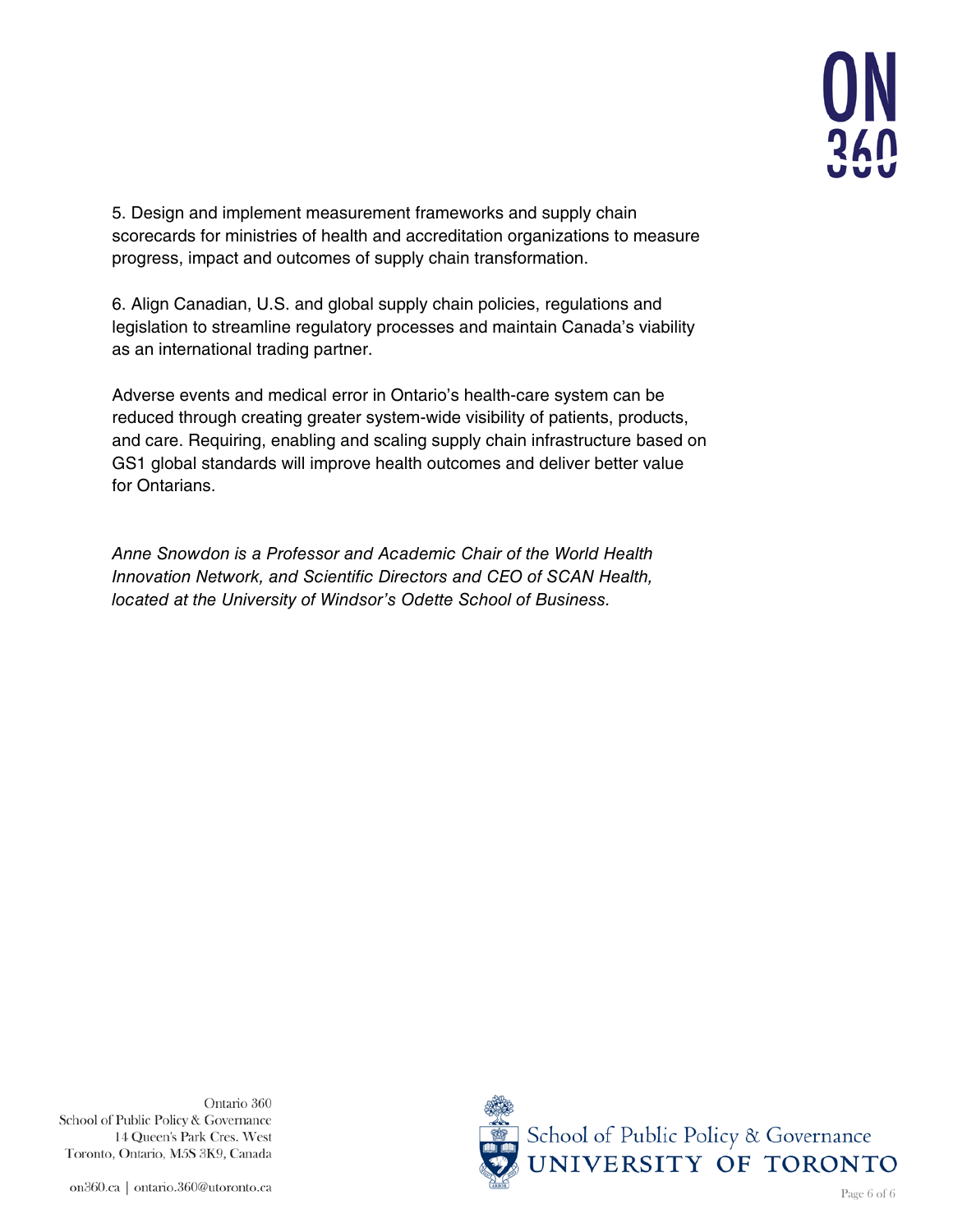5. Design and implement measurement frameworks and supply chain scorecards for ministries of health and accreditation organizations to measure progress, impact and outcomes of supply chain transformation.

6. Align Canadian, U.S. and global supply chain policies, regulations and legislation to streamline regulatory processes and maintain Canada's viability as an international trading partner.

Adverse events and medical error in Ontario's health-care system can be reduced through creating greater system-wide visibility of patients, products, and care. Requiring, enabling and scaling supply chain infrastructure based on GS1 global standards will improve health outcomes and deliver better value for Ontarians.

*Anne Snowdon is a Professor and Academic Chair of the World Health Innovation Network, and Scientific Directors and CEO of SCAN Health, located at the University of Windsor's Odette School of Business.*